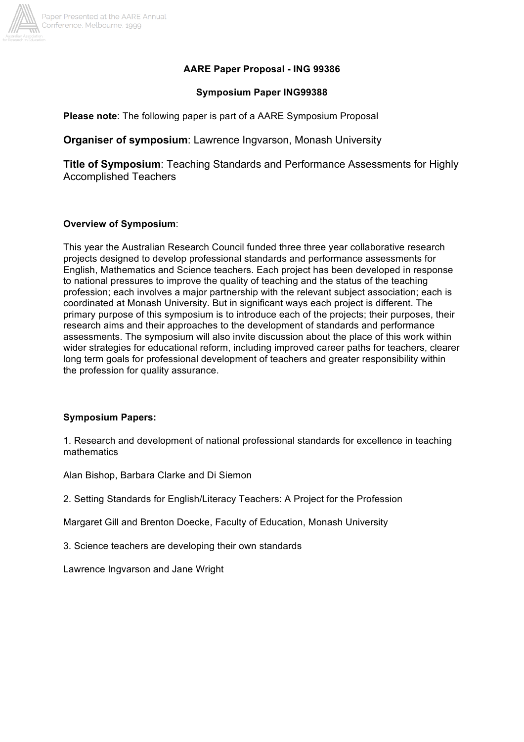**AARE Paper Proposal - ING 99386**

**Symposium Paper ING99388**

**Please note**: The following paper is part of a AARE Symposium Proposal

## **Organiser of symposium**: Lawrence Ingvarson, Monash University

## **Title of Symposium**: Teaching Standards and Performance Assessments for Highly Accomplished Teachers

**Overview of Symposium**:

This year the Australian Research Council funded three three year collaborative research projects designed to develop professional standards and performance assessments for English, Mathematics and Science teachers. Each project has been developed in response to national pressures to improve the quality of teaching and the status of the teaching profession; each involves a major partnership with the relevant subject association; each is coordinated at Monash University. But in significant ways each project is different. The primary purpose of this symposium is to introduce each of the projects; their purposes, their research aims and their approaches to the development of standards and performance assessments. The symposium will also invite discussion about the place of this work within wider strategies for educational reform, including improved career paths for teachers, clearer long term goals for professional development of teachers and greater responsibility within the profession for quality assurance.

**Symposium Papers:**

1. Research and development of national professional standards for excellence in teaching mathematics

Alan Bishop, Barbara Clarke and Di Siemon

2. Setting Standards for English/Literacy Teachers: A Project for the Profession

Margaret Gill and Brenton Doecke, Faculty of Education, Monash University

3. Science teachers are developing their own standards

Lawrence Ingvarson and Jane Wright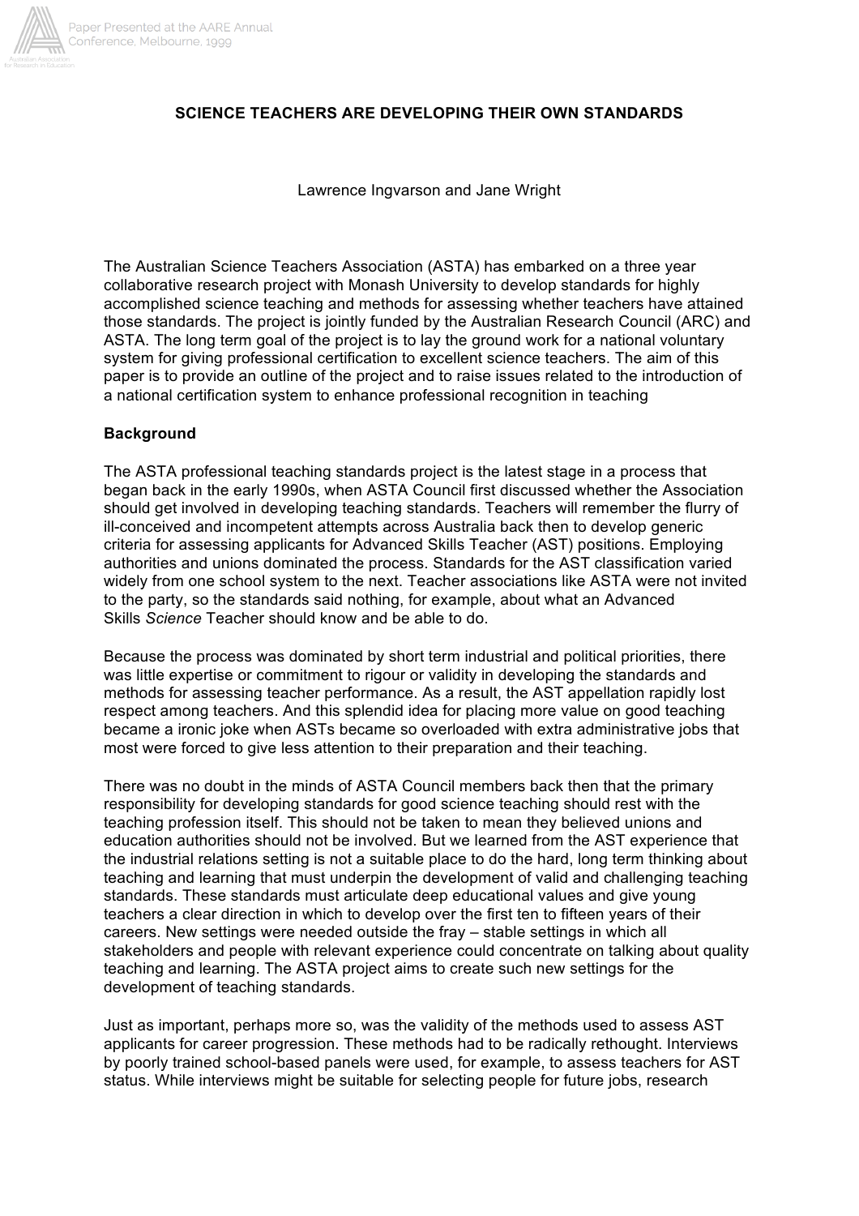# SCIENCE TEACHERS ARE DEVELOPING THEIR OWN STANDARDS

Lawrence Ingvarson and Jane Wright

The Australian Science Teachers Association (ASTA) has embarked on a three year collaborative research project with Monash University to develop standards for highly accomplished science teaching and methods for assessing whether teachers have attained those standards. The project is jointly funded by the Australian Research Council (ARC) and ASTA. The long term goal of the project is to lay the ground work for a national voluntary system for giving professional certification to excellent science teachers. The aim of this paper is to provide an outline of the project and to raise issues related to the introduction of a national certification system to enhance professional recognition in teaching

**Background**

The ASTA professional teaching standards project is the latest stage in a process that began back in the early 1990s, when ASTA Council first discussed whether the Association should get involved in developing teaching standards. Teachers will remember the flurry of ill-conceived and incompetent attempts across Australia back then to develop generic criteria for assessing applicants for Advanced Skills Teacher (AST) positions. Employing authorities and unions dominated the process. Standards for the AST classification varied widely from one school system to the next. Teacher associations like ASTA were not invited to the party, so the standards said nothing, for example, about what an Advanced Skills *Science* Teacher should know and be able to do.

Because the process was dominated by short term industrial and political priorities, there was little expertise or commitment to rigour or validity in developing the standards and methods for assessing teacher performance. As a result, the AST appellation rapidly lost respect among teachers. And this splendid idea for placing more value on good teaching became a ironic joke when ASTs became so overloaded with extra administrative jobs that most were forced to give less attention to their preparation and their teaching.

There was no doubt in the minds of ASTA Council members back then that the primary responsibility for developing standards for good science teaching should rest with the teaching profession itself. This should not be taken to mean they believed unions and education authorities should not be involved. But we learned from the AST experience that the industrial relations setting is not a suitable place to do the hard, long term thinking about teaching and learning that must underpin the development of valid and challenging teaching standards. These standards must articulate deep educational values and give young teachers a clear direction in which to develop over the first ten to fifteen years of their careers. New settings were needed outside the fray – stable settings in which all stakeholders and people with relevant experience could concentrate on talking about quality teaching and learning. The ASTA project aims to create such new settings for the development of teaching standards.

Just as important, perhaps more so, was the validity of the methods used to assess AST applicants for career progression. These methods had to be radically rethought. Interviews by poorly trained school-based panels were used, for example, to assess teachers for AST status. While interviews might be suitable for selecting people for future jobs, research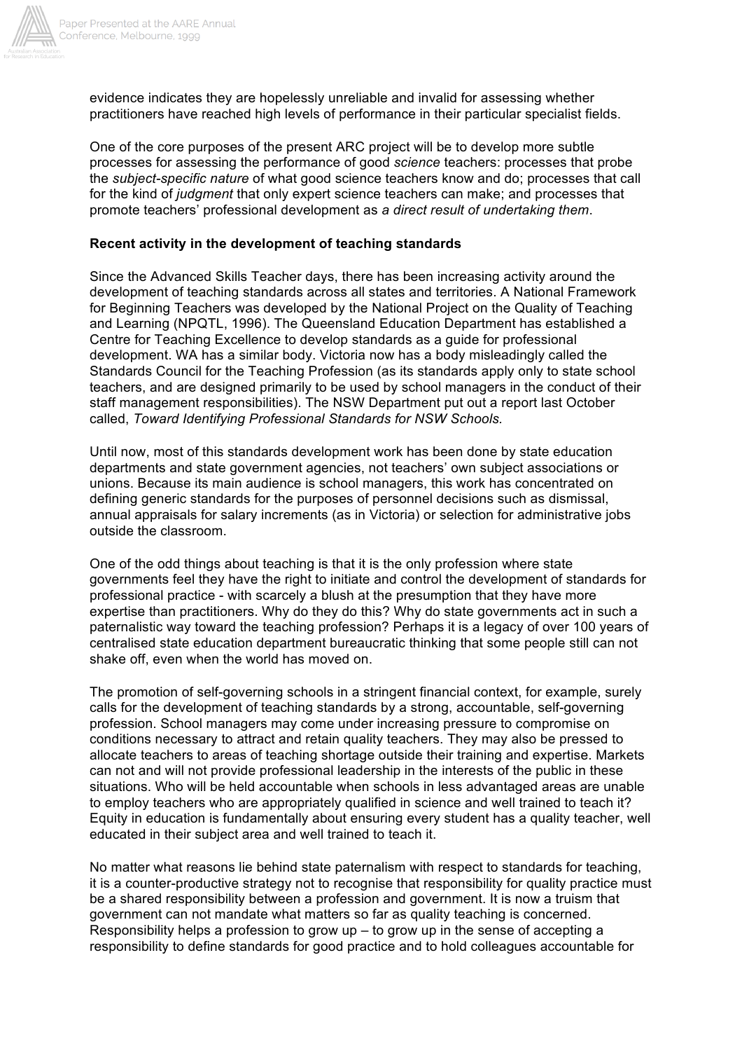evidence indicates they are hopelessly unreliable and invalid for assessing whether practitioners have reached high levels of performance in their particular specialist fields.

One of the core purposes of the present ARC project will be to develop more subtle processes for assessing the performance of good *science* teachers: processes that probe the *subject-specific nature* of what good science teachers know and do; processes that call for the kind of *judgment* that only expert science teachers can make; and processes that promote teachers' professional development as *a direct result of undertaking them*.

**Recent activity in the development of teaching standards**

Since the Advanced Skills Teacher days, there has been increasing activity around the development of teaching standards across all states and territories. A National Framework for Beginning Teachers was developed by the National Project on the Quality of Teaching and Learning (NPQTL, 1996). The Queensland Education Department has established a Centre for Teaching Excellence to develop standards as a guide for professional development. WA has a similar body. Victoria now has a body misleadingly called the Standards Council for the Teaching Profession (as its standards apply only to state school teachers, and are designed primarily to be used by school managers in the conduct of their staff management responsibilities). The NSW Department put out a report last October called, *Toward Identifying Professional Standards for NSW Schools.*

Until now, most of this standards development work has been done by state education departments and state government agencies, not teachers' own subject associations or unions. Because its main audience is school managers, this work has concentrated on defining generic standards for the purposes of personnel decisions such as dismissal, annual appraisals for salary increments (as in Victoria) or selection for administrative jobs outside the classroom.

One of the odd things about teaching is that it is the only profession where state governments feel they have the right to initiate and control the development of standards for professional practice - with scarcely a blush at the presumption that they have more expertise than practitioners. Why do they do this? Why do state governments act in such a paternalistic way toward the teaching profession? Perhaps it is a legacy of over 100 years of centralised state education department bureaucratic thinking that some people still can not shake off, even when the world has moved on.

The promotion of self-governing schools in a stringent financial context, for example, surely calls for the development of teaching standards by a strong, accountable, self-governing profession. School managers may come under increasing pressure to compromise on conditions necessary to attract and retain quality teachers. They may also be pressed to allocate teachers to areas of teaching shortage outside their training and expertise. Markets can not and will not provide professional leadership in the interests of the public in these situations. Who will be held accountable when schools in less advantaged areas are unable to employ teachers who are appropriately qualified in science and well trained to teach it? Equity in education is fundamentally about ensuring every student has a quality teacher, well educated in their subject area and well trained to teach it.

No matter what reasons lie behind state paternalism with respect to standards for teaching, it is a counter-productive strategy not to recognise that responsibility for quality practice must be a shared responsibility between a profession and government. It is now a truism that government can not mandate what matters so far as quality teaching is concerned. Responsibility helps a profession to grow up – to grow up in the sense of accepting a responsibility to define standards for good practice and to hold colleagues accountable for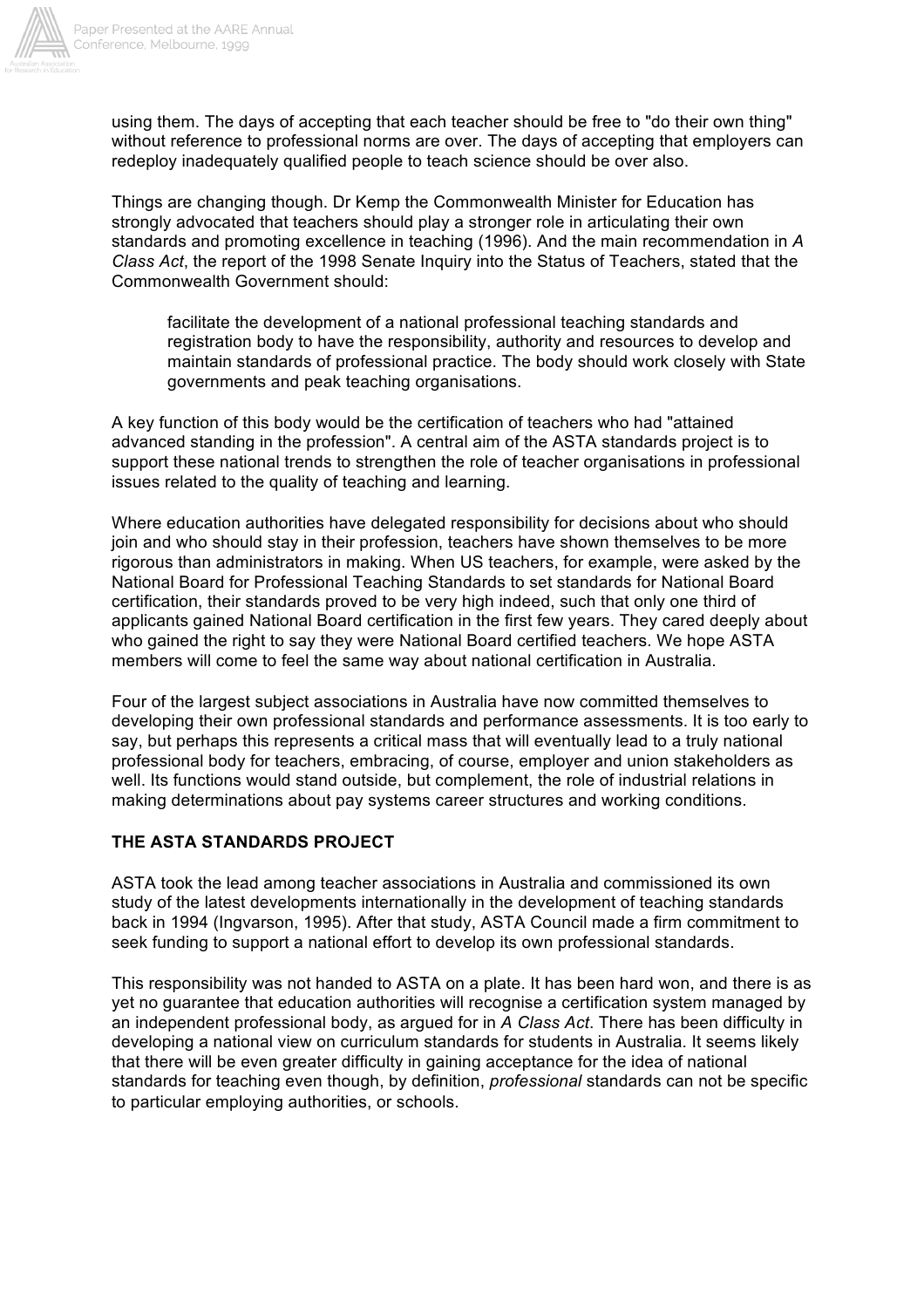using them. The days of accepting that each teacher should be free to "do their own thing" without reference to professional norms are over. The days of accepting that employers can redeploy inadequately qualified people to teach science should be over also.

Things are changing though. Dr Kemp the Commonwealth Minister for Education has strongly advocated that teachers should play a stronger role in articulating their own standards and promoting excellence in teaching (1996). And the main recommendation in *A Class Act*, the report of the 1998 Senate Inquiry into the Status of Teachers, stated that the Commonwealth Government should:

> facilitate the development of a national professional teaching standards and registration body to have the responsibility, authority and resources to develop and maintain standards of professional practice. The body should work closely with State governments and peak teaching organisations.

A key function of this body would be the certification of teachers who had "attained advanced standing in the profession". A central aim of the ASTA standards project is to support these national trends to strengthen the role of teacher organisations in professional issues related to the quality of teaching and learning.

Where education authorities have delegated responsibility for decisions about who should join and who should stay in their profession, teachers have shown themselves to be more rigorous than administrators in making. When US teachers, for example, were asked by the National Board for Professional Teaching Standards to set standards for National Board certification, their standards proved to be very high indeed, such that only one third of applicants gained National Board certification in the first few years. They cared deeply about who gained the right to say they were National Board certified teachers. We hope ASTA members will come to feel the same way about national certification in Australia.

Four of the largest subject associations in Australia have now committed themselves to developing their own professional standards and performance assessments. It is too early to say, but perhaps this represents a critical mass that will eventually lead to a truly national professional body for teachers, embracing, of course, employer and union stakeholders as well. Its functions would stand outside, but complement, the role of industrial relations in making determinations about pay systems career structures and working conditions.

### THE ASTA STANDARDS PROJECT

ASTA took the lead among teacher associations in Australia and commissioned its own study of the latest developments internationally in the development of teaching standards back in 1994 (Ingvarson, 1995). After that study, ASTA Council made a firm commitment to seek funding to support a national effort to develop its own professional standards.

This responsibility was not handed to ASTA on a plate. It has been hard won, and there is as yet no guarantee that education authorities will recognise a certification system managed by an independent professional body, as argued for in *A Class Act*. There has been difficulty in developing a national view on curriculum standards for students in Australia. It seems likely that there will be even greater difficulty in gaining acceptance for the idea of national standards for teaching even though, by definition, *professional* standards can not be specific to particular employing authorities, or schools.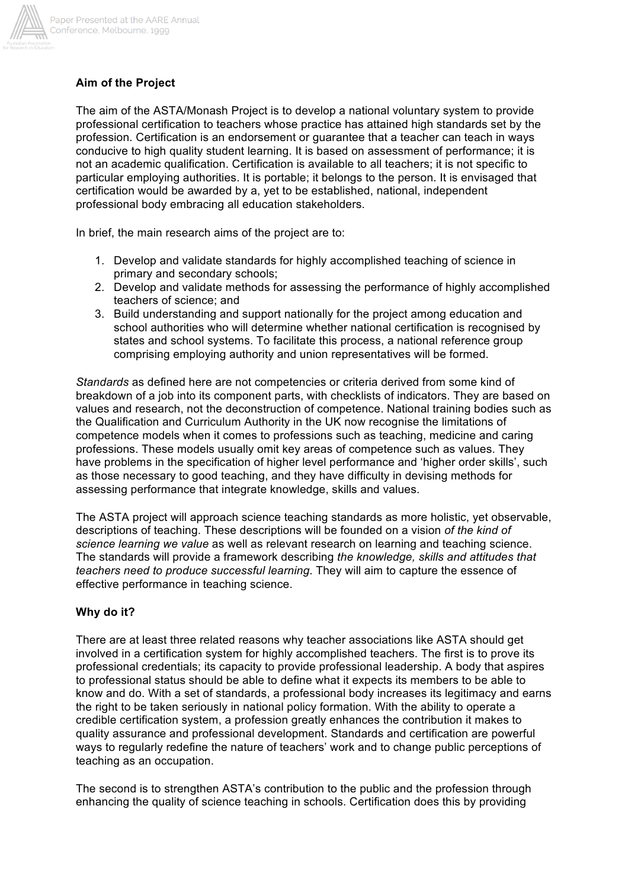**Aim of the Project**

The aim of the ASTA/Monash Project is to develop a national voluntary system to provide professional certification to teachers whose practice has attained high standards set by the profession. Certification is an endorsement or guarantee that a teacher can teach in ways conducive to high quality student learning. It is based on assessment of performance; it is not an academic qualification. Certification is available to all teachers; it is not specific to particular employing authorities. It is portable; it belongs to the person. It is envisaged that certification would be awarded by a, yet to be established, national, independent professional body embracing all education stakeholders.

In brief, the main research aims of the project are to:

1. Develop and validate standards for highly accomplished teaching of science in primary and secondary schools;
2. Develop and validate methods for assessing the performance of highly accomplished teachers of science; and
3. Build understanding and support nationally for the project among education and school authorities who will determine whether national certification is recognised by states and school systems. To facilitate this process, a national reference group comprising employing authority and union representatives will be formed.

*Standards* as defined here are not competencies or criteria derived from some kind of breakdown of a job into its component parts, with checklists of indicators. They are based on values and research, not the deconstruction of competence. National training bodies such as the Qualification and Curriculum Authority in the UK now recognise the limitations of competence models when it comes to professions such as teaching, medicine and caring professions. These models usually omit key areas of competence such as values. They have problems in the specification of higher level performance and 'higher order skills', such as those necessary to good teaching, and they have difficulty in devising methods for assessing performance that integrate knowledge, skills and values.

The ASTA project will approach science teaching standards as more holistic, yet observable, descriptions of teaching. These descriptions will be founded on a vision *of the kind of science learning we value* as well as relevant research on learning and teaching science. The standards will provide a framework describing *the knowledge, skills and attitudes that teachers need to produce successful learning*. They will aim to capture the essence of effective performance in teaching science.

**Why do it?**

There are at least three related reasons why teacher associations like ASTA should get involved in a certification system for highly accomplished teachers. The first is to prove its professional credentials; its capacity to provide professional leadership. A body that aspires to professional status should be able to define what it expects its members to be able to know and do. With a set of standards, a professional body increases its legitimacy and earns the right to be taken seriously in national policy formation. With the ability to operate a credible certification system, a profession greatly enhances the contribution it makes to quality assurance and professional development. Standards and certification are powerful ways to regularly redefine the nature of teachers' work and to change public perceptions of teaching as an occupation.

The second is to strengthen ASTA's contribution to the public and the profession through enhancing the quality of science teaching in schools. Certification does this by providing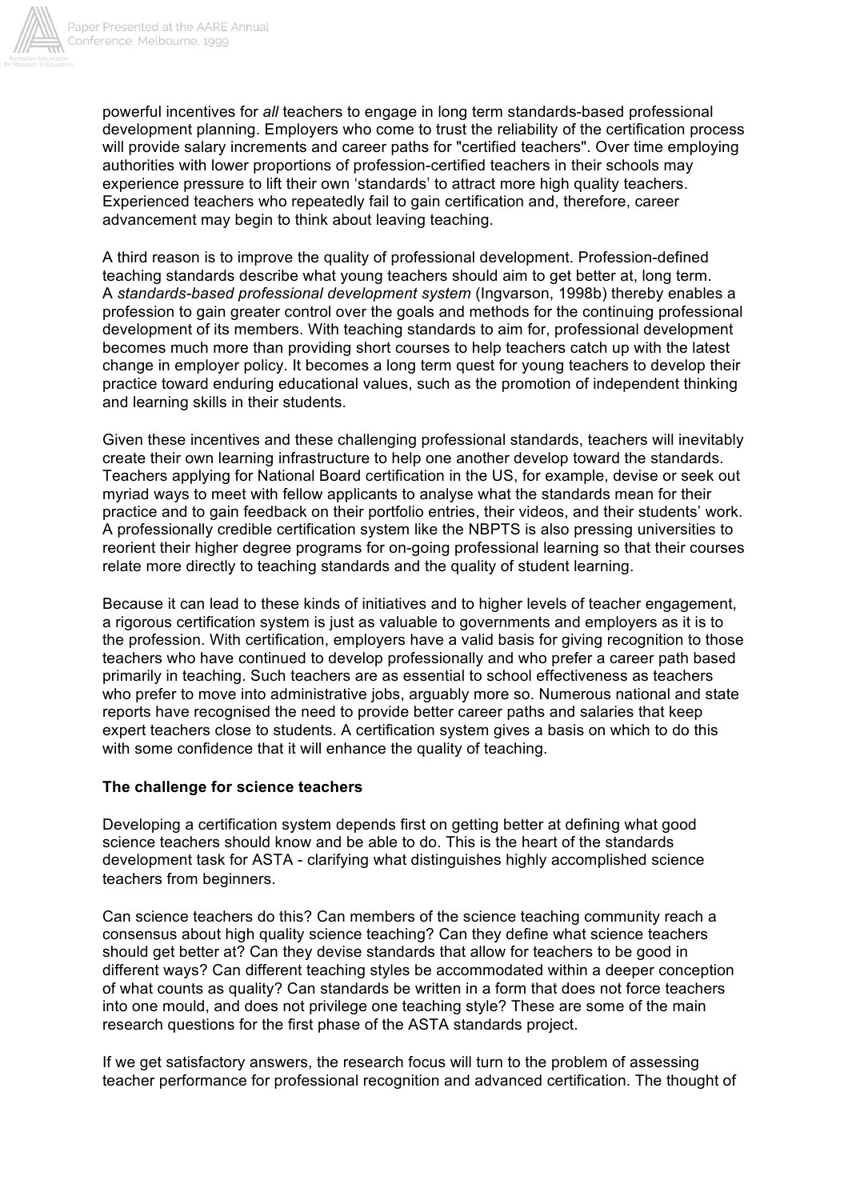powerful incentives for *all* teachers to engage in long term standards-based professional development planning. Employers who come to trust the reliability of the certification process will provide salary increments and career paths for "certified teachers". Over time employing authorities with lower proportions of profession-certified teachers in their schools may experience pressure to lift their own 'standards' to attract more high quality teachers. Experienced teachers who repeatedly fail to gain certification and, therefore, career advancement may begin to think about leaving teaching.

A third reason is to improve the quality of professional development. Profession-defined teaching standards describe what young teachers should aim to get better at, long term. A *standards-based professional development system* (Ingvarson, 1998b) thereby enables a profession to gain greater control over the goals and methods for the continuing professional development of its members. With teaching standards to aim for, professional development becomes much more than providing short courses to help teachers catch up with the latest change in employer policy. It becomes a long term quest for young teachers to develop their practice toward enduring educational values, such as the promotion of independent thinking and learning skills in their students.

Given these incentives and these challenging professional standards, teachers will inevitably create their own learning infrastructure to help one another develop toward the standards. Teachers applying for National Board certification in the US, for example, devise or seek out myriad ways to meet with fellow applicants to analyse what the standards mean for their practice and to gain feedback on their portfolio entries, their videos, and their students' work. A professionally credible certification system like the NBPTS is also pressing universities to reorient their higher degree programs for on-going professional learning so that their courses relate more directly to teaching standards and the quality of student learning.

Because it can lead to these kinds of initiatives and to higher levels of teacher engagement, a rigorous certification system is just as valuable to governments and employers as it is to the profession. With certification, employers have a valid basis for giving recognition to those teachers who have continued to develop professionally and who prefer a career path based primarily in teaching. Such teachers are as essential to school effectiveness as teachers who prefer to move into administrative jobs, arguably more so. Numerous national and state reports have recognised the need to provide better career paths and salaries that keep expert teachers close to students. A certification system gives a basis on which to do this with some confidence that it will enhance the quality of teaching.

**The challenge for science teachers**

Developing a certification system depends first on getting better at defining what good science teachers should know and be able to do. This is the heart of the standards development task for ASTA - clarifying what distinguishes highly accomplished science teachers from beginners.

Can science teachers do this? Can members of the science teaching community reach a consensus about high quality science teaching? Can they define what science teachers should get better at? Can they devise standards that allow for teachers to be good in different ways? Can different teaching styles be accommodated within a deeper conception of what counts as quality? Can standards be written in a form that does not force teachers into one mould, and does not privilege one teaching style? These are some of the main research questions for the first phase of the ASTA standards project.

If we get satisfactory answers, the research focus will turn to the problem of assessing teacher performance for professional recognition and advanced certification. The thought of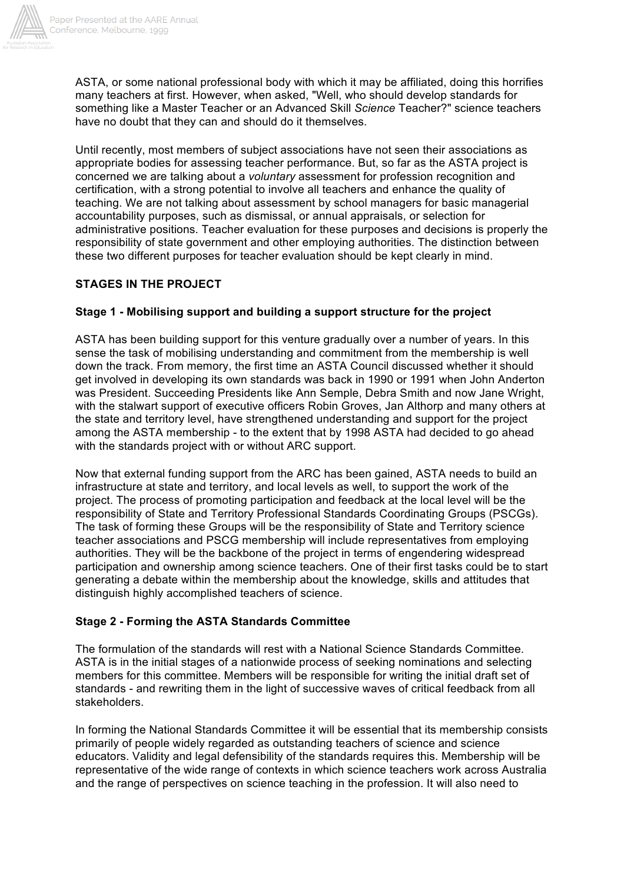ASTA, or some national professional body with which it may be affiliated, doing this horrifies many teachers at first. However, when asked, "Well, who should develop standards for something like a Master Teacher or an Advanced Skill *Science* Teacher?" science teachers have no doubt that they can and should do it themselves.

Until recently, most members of subject associations have not seen their associations as appropriate bodies for assessing teacher performance. But, so far as the ASTA project is concerned we are talking about a *voluntary* assessment for profession recognition and certification, with a strong potential to involve all teachers and enhance the quality of teaching. We are not talking about assessment by school managers for basic managerial accountability purposes, such as dismissal, or annual appraisals, or selection for administrative positions. Teacher evaluation for these purposes and decisions is properly the responsibility of state government and other employing authorities. The distinction between these two different purposes for teacher evaluation should be kept clearly in mind.

## STAGES IN THE PROJECT

### Stage 1 - Mobilising support and building a support structure for the project

ASTA has been building support for this venture gradually over a number of years. In this sense the task of mobilising understanding and commitment from the membership is well down the track. From memory, the first time an ASTA Council discussed whether it should get involved in developing its own standards was back in 1990 or 1991 when John Anderton was President. Succeeding Presidents like Ann Semple, Debra Smith and now Jane Wright, with the stalwart support of executive officers Robin Groves, Jan Althorp and many others at the state and territory level, have strengthened understanding and support for the project among the ASTA membership - to the extent that by 1998 ASTA had decided to go ahead with the standards project with or without ARC support.

Now that external funding support from the ARC has been gained, ASTA needs to build an infrastructure at state and territory, and local levels as well, to support the work of the project. The process of promoting participation and feedback at the local level will be the responsibility of State and Territory Professional Standards Coordinating Groups (PSCGs). The task of forming these Groups will be the responsibility of State and Territory science teacher associations and PSCG membership will include representatives from employing authorities. They will be the backbone of the project in terms of engendering widespread participation and ownership among science teachers. One of their first tasks could be to start generating a debate within the membership about the knowledge, skills and attitudes that distinguish highly accomplished teachers of science.

### Stage 2 - Forming the ASTA Standards Committee

The formulation of the standards will rest with a National Science Standards Committee. ASTA is in the initial stages of a nationwide process of seeking nominations and selecting members for this committee. Members will be responsible for writing the initial draft set of standards - and rewriting them in the light of successive waves of critical feedback from all stakeholders.

In forming the National Standards Committee it will be essential that its membership consists primarily of people widely regarded as outstanding teachers of science and science educators. Validity and legal defensibility of the standards requires this. Membership will be representative of the wide range of contexts in which science teachers work across Australia and the range of perspectives on science teaching in the profession. It will also need to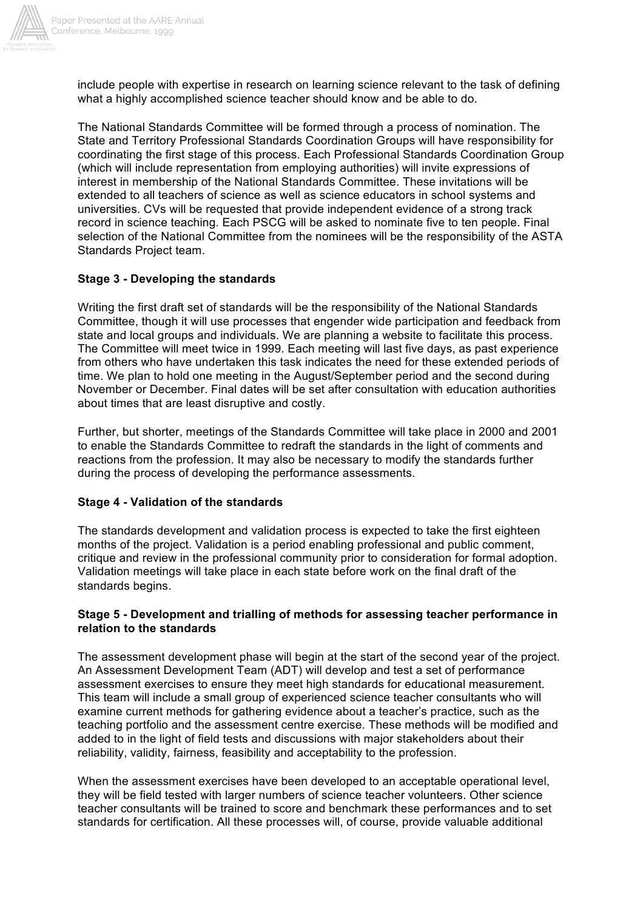include people with expertise in research on learning science relevant to the task of defining what a highly accomplished science teacher should know and be able to do.

The National Standards Committee will be formed through a process of nomination. The State and Territory Professional Standards Coordination Groups will have responsibility for coordinating the first stage of this process. Each Professional Standards Coordination Group (which will include representation from employing authorities) will invite expressions of interest in membership of the National Standards Committee. These invitations will be extended to all teachers of science as well as science educators in school systems and universities. CVs will be requested that provide independent evidence of a strong track record in science teaching. Each PSCG will be asked to nominate five to ten people. Final selection of the National Committee from the nominees will be the responsibility of the ASTA Standards Project team.

**Stage 3 - Developing the standards**

Writing the first draft set of standards will be the responsibility of the National Standards Committee, though it will use processes that engender wide participation and feedback from state and local groups and individuals. We are planning a website to facilitate this process. The Committee will meet twice in 1999. Each meeting will last five days, as past experience from others who have undertaken this task indicates the need for these extended periods of time. We plan to hold one meeting in the August/September period and the second during November or December. Final dates will be set after consultation with education authorities about times that are least disruptive and costly.

Further, but shorter, meetings of the Standards Committee will take place in 2000 and 2001 to enable the Standards Committee to redraft the standards in the light of comments and reactions from the profession. It may also be necessary to modify the standards further during the process of developing the performance assessments.

**Stage 4 - Validation of the standards**

The standards development and validation process is expected to take the first eighteen months of the project. Validation is a period enabling professional and public comment, critique and review in the professional community prior to consideration for formal adoption. Validation meetings will take place in each state before work on the final draft of the standards begins.

**Stage 5 - Development and trialling of methods for assessing teacher performance in relation to the standards**

The assessment development phase will begin at the start of the second year of the project. An Assessment Development Team (ADT) will develop and test a set of performance assessment exercises to ensure they meet high standards for educational measurement. This team will include a small group of experienced science teacher consultants who will examine current methods for gathering evidence about a teacher's practice, such as the teaching portfolio and the assessment centre exercise. These methods will be modified and added to in the light of field tests and discussions with major stakeholders about their reliability, validity, fairness, feasibility and acceptability to the profession.

When the assessment exercises have been developed to an acceptable operational level, they will be field tested with larger numbers of science teacher volunteers. Other science teacher consultants will be trained to score and benchmark these performances and to set standards for certification. All these processes will, of course, provide valuable additional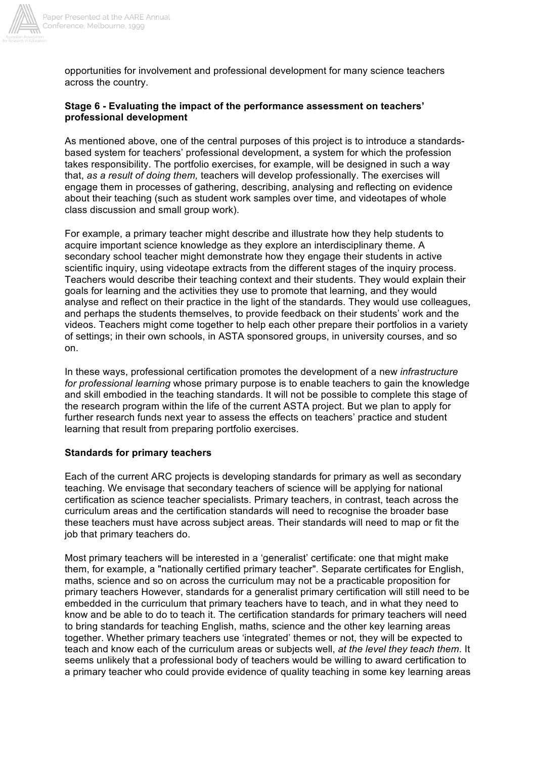opportunities for involvement and professional development for many science teachers across the country.

**Stage 6 - Evaluating the impact of the performance assessment on teachers' professional development**

As mentioned above, one of the central purposes of this project is to introduce a standards-based system for teachers' professional development, a system for which the profession takes responsibility. The portfolio exercises, for example, will be designed in such a way that, *as a result of doing them,* teachers will develop professionally. The exercises will engage them in processes of gathering, describing, analysing and reflecting on evidence about their teaching (such as student work samples over time, and videotapes of whole class discussion and small group work).

For example, a primary teacher might describe and illustrate how they help students to acquire important science knowledge as they explore an interdisciplinary theme. A secondary school teacher might demonstrate how they engage their students in active scientific inquiry, using videotape extracts from the different stages of the inquiry process. Teachers would describe their teaching context and their students. They would explain their goals for learning and the activities they use to promote that learning, and they would analyse and reflect on their practice in the light of the standards. They would use colleagues, and perhaps the students themselves, to provide feedback on their students' work and the videos. Teachers might come together to help each other prepare their portfolios in a variety of settings; in their own schools, in ASTA sponsored groups, in university courses, and so on.

In these ways, professional certification promotes the development of a new *infrastructure for professional learning* whose primary purpose is to enable teachers to gain the knowledge and skill embodied in the teaching standards. It will not be possible to complete this stage of the research program within the life of the current ASTA project. But we plan to apply for further research funds next year to assess the effects on teachers' practice and student learning that result from preparing portfolio exercises.

**Standards for primary teachers**

Each of the current ARC projects is developing standards for primary as well as secondary teaching. We envisage that secondary teachers of science will be applying for national certification as science teacher specialists. Primary teachers, in contrast, teach across the curriculum areas and the certification standards will need to recognise the broader base these teachers must have across subject areas. Their standards will need to map or fit the job that primary teachers do.

Most primary teachers will be interested in a 'generalist' certificate: one that might make them, for example, a "nationally certified primary teacher". Separate certificates for English, maths, science and so on across the curriculum may not be a practicable proposition for primary teachers However, standards for a generalist primary certification will still need to be embedded in the curriculum that primary teachers have to teach, and in what they need to know and be able to do to teach it. The certification standards for primary teachers will need to bring standards for teaching English, maths, science and the other key learning areas together. Whether primary teachers use 'integrated' themes or not, they will be expected to teach and know each of the curriculum areas or subjects well, *at the level they teach them*. It seems unlikely that a professional body of teachers would be willing to award certification to a primary teacher who could provide evidence of quality teaching in some key learning areas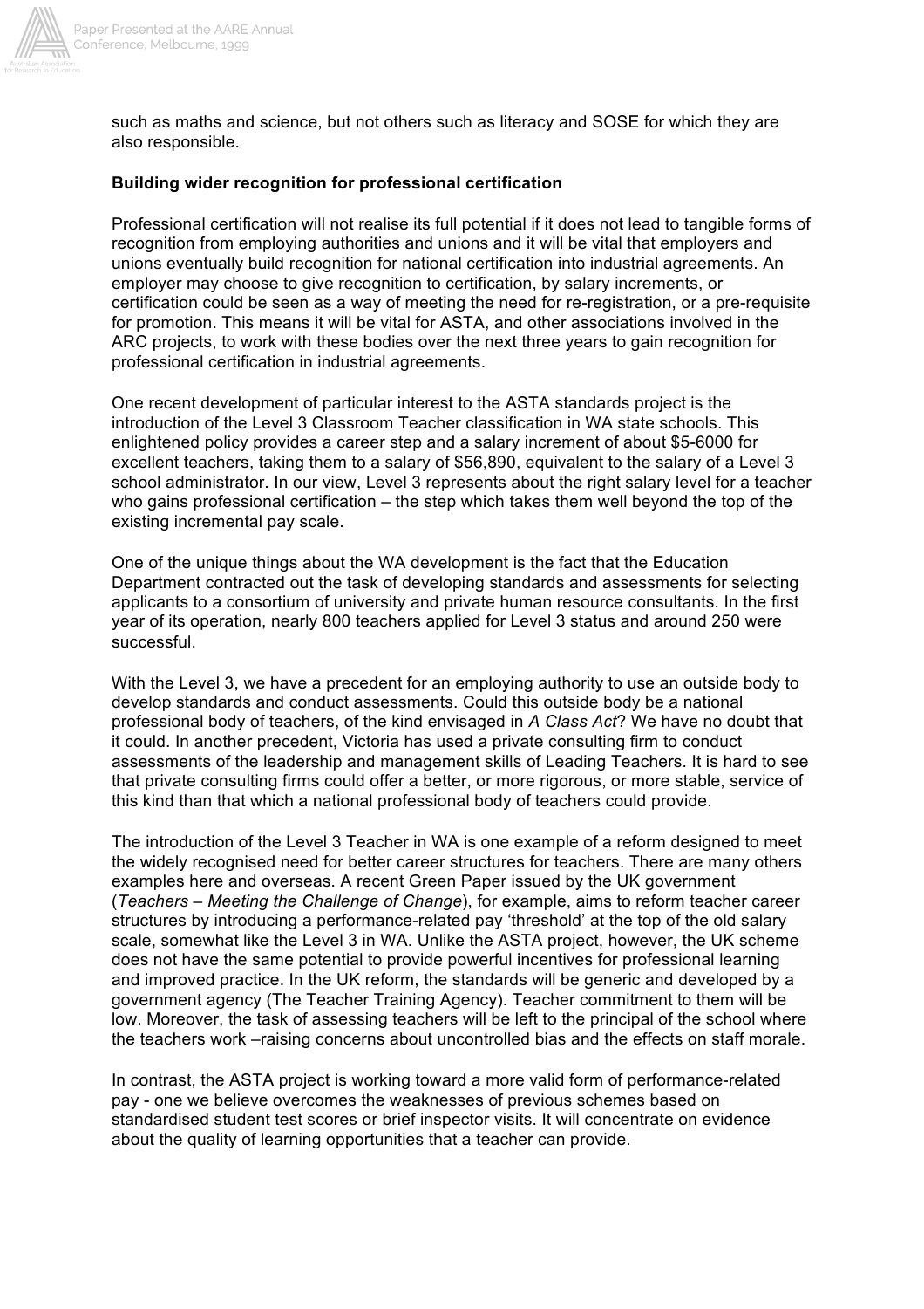such as maths and science, but not others such as literacy and SOSE for which they are also responsible.

**Building wider recognition for professional certification**

Professional certification will not realise its full potential if it does not lead to tangible forms of recognition from employing authorities and unions and it will be vital that employers and unions eventually build recognition for national certification into industrial agreements. An employer may choose to give recognition to certification, by salary increments, or certification could be seen as a way of meeting the need for re-registration, or a pre-requisite for promotion. This means it will be vital for ASTA, and other associations involved in the ARC projects, to work with these bodies over the next three years to gain recognition for professional certification in industrial agreements.

One recent development of particular interest to the ASTA standards project is the introduction of the Level 3 Classroom Teacher classification in WA state schools. This enlightened policy provides a career step and a salary increment of about $5-6000 for excellent teachers, taking them to a salary of $56,890, equivalent to the salary of a Level 3 school administrator. In our view, Level 3 represents about the right salary level for a teacher who gains professional certification – the step which takes them well beyond the top of the existing incremental pay scale.

One of the unique things about the WA development is the fact that the Education Department contracted out the task of developing standards and assessments for selecting applicants to a consortium of university and private human resource consultants. In the first year of its operation, nearly 800 teachers applied for Level 3 status and around 250 were successful.

With the Level 3, we have a precedent for an employing authority to use an outside body to develop standards and conduct assessments. Could this outside body be a national professional body of teachers, of the kind envisaged in *A Class Act*? We have no doubt that it could. In another precedent, Victoria has used a private consulting firm to conduct assessments of the leadership and management skills of Leading Teachers. It is hard to see that private consulting firms could offer a better, or more rigorous, or more stable, service of this kind than that which a national professional body of teachers could provide.

The introduction of the Level 3 Teacher in WA is one example of a reform designed to meet the widely recognised need for better career structures for teachers. There are many others examples here and overseas. A recent Green Paper issued by the UK government (*Teachers – Meeting the Challenge of Change*), for example, aims to reform teacher career structures by introducing a performance-related pay 'threshold' at the top of the old salary scale, somewhat like the Level 3 in WA. Unlike the ASTA project, however, the UK scheme does not have the same potential to provide powerful incentives for professional learning and improved practice. In the UK reform, the standards will be generic and developed by a government agency (The Teacher Training Agency). Teacher commitment to them will be low. Moreover, the task of assessing teachers will be left to the principal of the school where the teachers work –raising concerns about uncontrolled bias and the effects on staff morale.

In contrast, the ASTA project is working toward a more valid form of performance-related pay - one we believe overcomes the weaknesses of previous schemes based on standardised student test scores or brief inspector visits. It will concentrate on evidence about the quality of learning opportunities that a teacher can provide.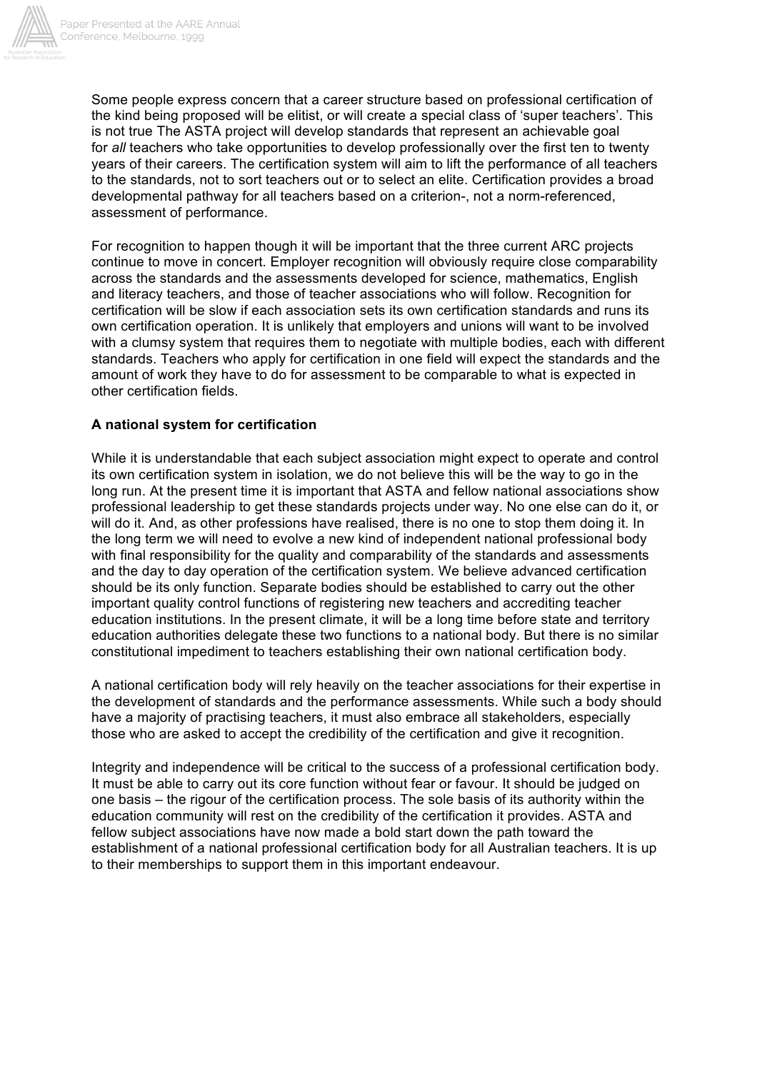Some people express concern that a career structure based on professional certification of the kind being proposed will be elitist, or will create a special class of 'super teachers'. This is not true The ASTA project will develop standards that represent an achievable goal for *all* teachers who take opportunities to develop professionally over the first ten to twenty years of their careers. The certification system will aim to lift the performance of all teachers to the standards, not to sort teachers out or to select an elite. Certification provides a broad developmental pathway for all teachers based on a criterion-, not a norm-referenced, assessment of performance.

For recognition to happen though it will be important that the three current ARC projects continue to move in concert. Employer recognition will obviously require close comparability across the standards and the assessments developed for science, mathematics, English and literacy teachers, and those of teacher associations who will follow. Recognition for certification will be slow if each association sets its own certification standards and runs its own certification operation. It is unlikely that employers and unions will want to be involved with a clumsy system that requires them to negotiate with multiple bodies, each with different standards. Teachers who apply for certification in one field will expect the standards and the amount of work they have to do for assessment to be comparable to what is expected in other certification fields.

**A national system for certification**

While it is understandable that each subject association might expect to operate and control its own certification system in isolation, we do not believe this will be the way to go in the long run. At the present time it is important that ASTA and fellow national associations show professional leadership to get these standards projects under way. No one else can do it, or will do it. And, as other professions have realised, there is no one to stop them doing it. In the long term we will need to evolve a new kind of independent national professional body with final responsibility for the quality and comparability of the standards and assessments and the day to day operation of the certification system. We believe advanced certification should be its only function. Separate bodies should be established to carry out the other important quality control functions of registering new teachers and accrediting teacher education institutions. In the present climate, it will be a long time before state and territory education authorities delegate these two functions to a national body. But there is no similar constitutional impediment to teachers establishing their own national certification body.

A national certification body will rely heavily on the teacher associations for their expertise in the development of standards and the performance assessments. While such a body should have a majority of practising teachers, it must also embrace all stakeholders, especially those who are asked to accept the credibility of the certification and give it recognition.

Integrity and independence will be critical to the success of a professional certification body. It must be able to carry out its core function without fear or favour. It should be judged on one basis – the rigour of the certification process. The sole basis of its authority within the education community will rest on the credibility of the certification it provides. ASTA and fellow subject associations have now made a bold start down the path toward the establishment of a national professional certification body for all Australian teachers. It is up to their memberships to support them in this important endeavour.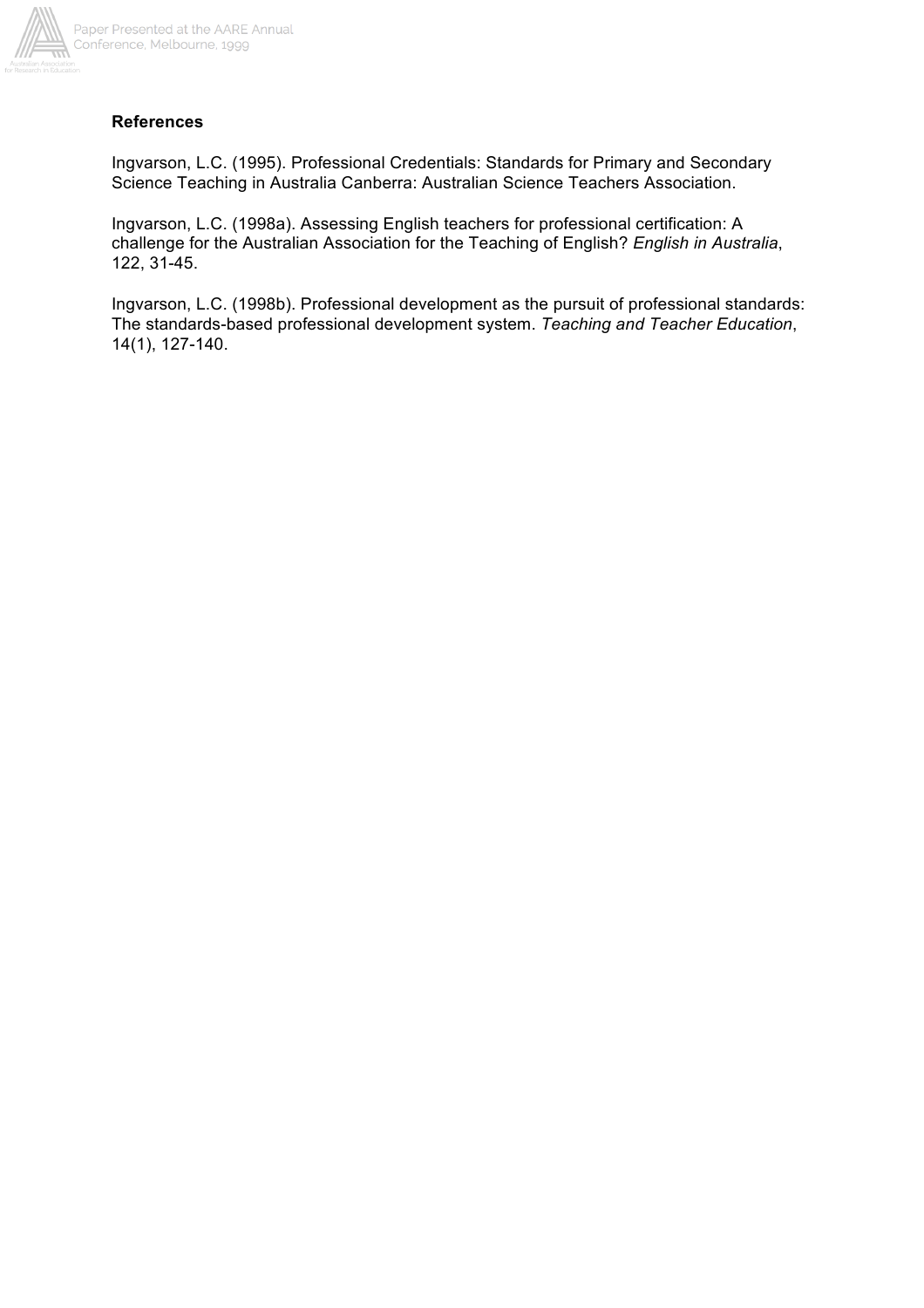**References**

Ingvarson, L.C. (1995). Professional Credentials: Standards for Primary and Secondary Science Teaching in Australia Canberra: Australian Science Teachers Association.

Ingvarson, L.C. (1998a). Assessing English teachers for professional certification: A challenge for the Australian Association for the Teaching of English? *English in Australia*, 122, 31-45.

Ingvarson, L.C. (1998b). Professional development as the pursuit of professional standards: The standards-based professional development system. *Teaching and Teacher Education*, 14(1), 127-140.